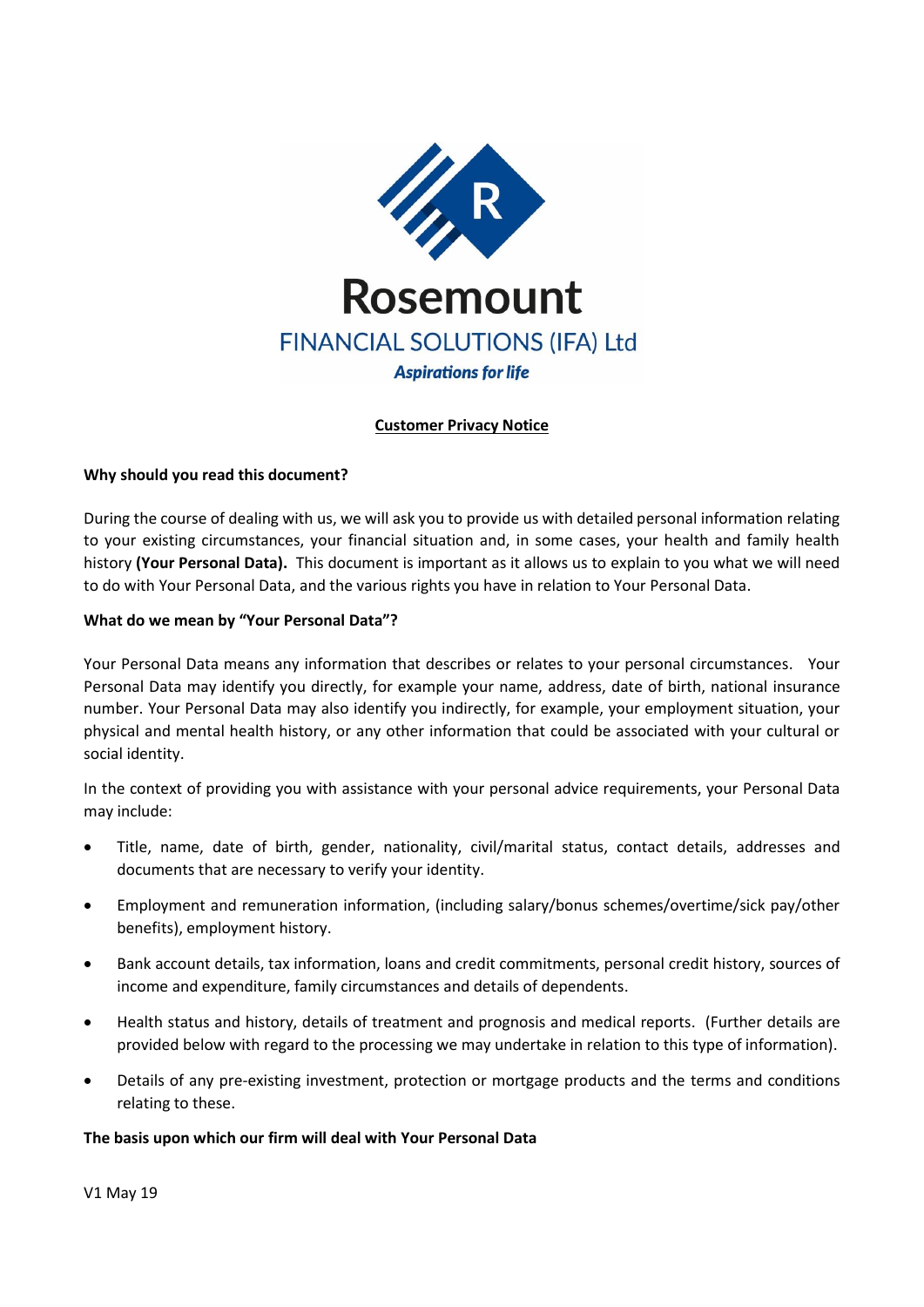Rosemount

FINANCIAL SOLUTIONS (IFA) Ltd

*Aspirations for life*

# Customer Privacy Notice

**Why should you read this document?**

During the course of dealing with us, we will ask you to provide us with detailed personal information relating to your existing circumstances, your financial situation and, in some cases, your health and family health history **(Your Personal Data).** This document is important as it allows us to explain to you what we will need to do with Your Personal Data, and the various rights you have in relation to Your Personal Data.

**What do we mean by "Your Personal Data"?**

Your Personal Data means any information that describes or relates to your personal circumstances. Your Personal Data may identify you directly, for example your name, address, date of birth, national insurance number. Your Personal Data may also identify you indirectly, for example, your employment situation, your physical and mental health history, or any other information that could be associated with your cultural or social identity.

In the context of providing you with assistance with your personal advice requirements, your Personal Data may include:

- Title, name, date of birth, gender, nationality, civil/marital status, contact details, addresses and documents that are necessary to verify your identity.
- Employment and remuneration information, (including salary/bonus schemes/overtime/sick pay/other benefits), employment history.
- Bank account details, tax information, loans and credit commitments, personal credit history, sources of income and expenditure, family circumstances and details of dependents.
- Health status and history, details of treatment and prognosis and medical reports. (Further details are provided below with regard to the processing we may undertake in relation to this type of information).
- Details of any pre-existing investment, protection or mortgage products and the terms and conditions relating to these.

**The basis upon which our firm will deal with Your Personal Data**

V1 May 19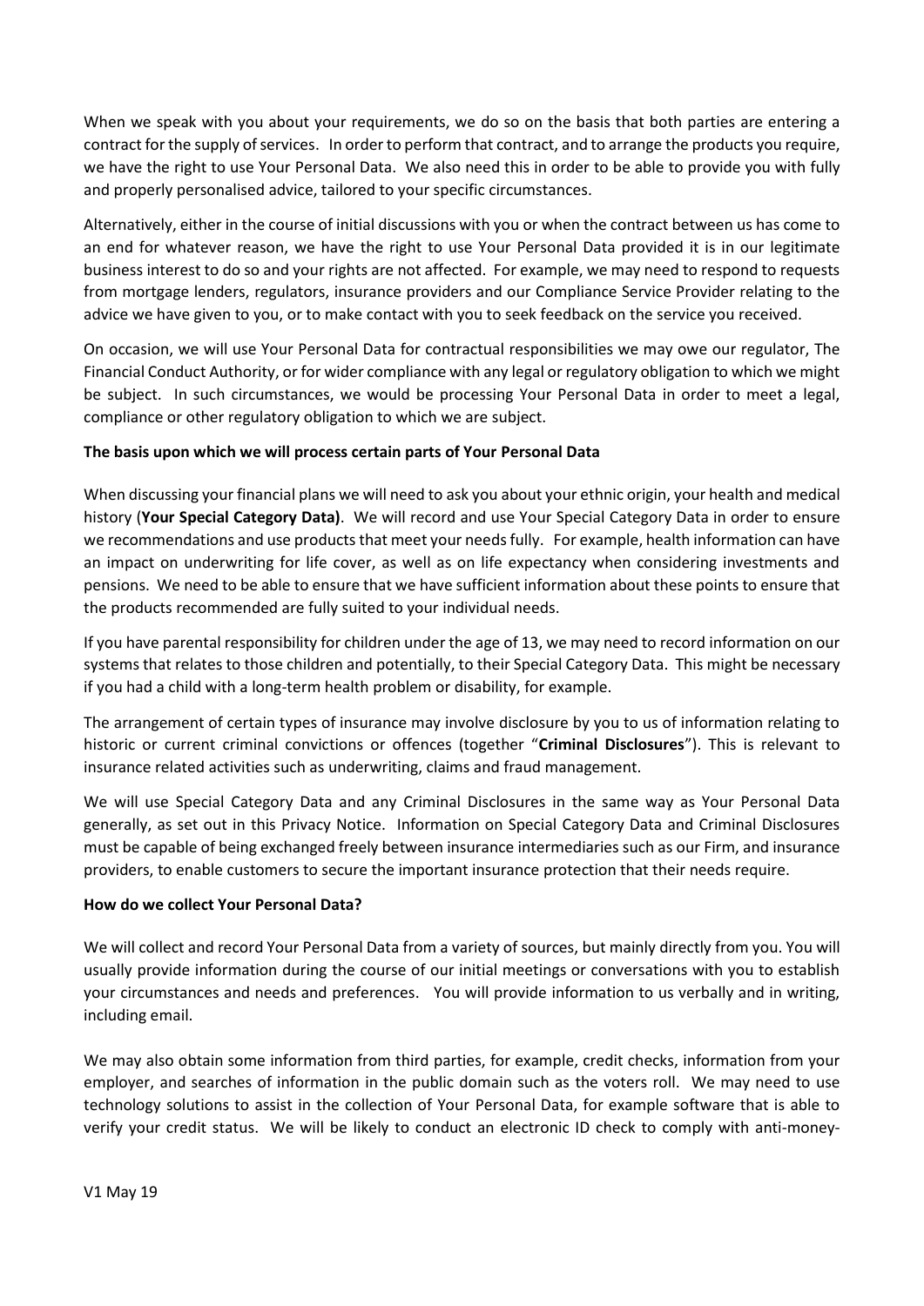When we speak with you about your requirements, we do so on the basis that both parties are entering a contract for the supply of services. In order to perform that contract, and to arrange the products you require, we have the right to use Your Personal Data. We also need this in order to be able to provide you with fully and properly personalised advice, tailored to your specific circumstances.

Alternatively, either in the course of initial discussions with you or when the contract between us has come to an end for whatever reason, we have the right to use Your Personal Data provided it is in our legitimate business interest to do so and your rights are not affected. For example, we may need to respond to requests from mortgage lenders, regulators, insurance providers and our Compliance Service Provider relating to the advice we have given to you, or to make contact with you to seek feedback on the service you received.

On occasion, we will use Your Personal Data for contractual responsibilities we may owe our regulator, The Financial Conduct Authority, or for wider compliance with any legal or regulatory obligation to which we might be subject. In such circumstances, we would be processing Your Personal Data in order to meet a legal, compliance or other regulatory obligation to which we are subject.

**The basis upon which we will process certain parts of Your Personal Data**

When discussing your financial plans we will need to ask you about your ethnic origin, your health and medical history (**Your Special Category Data)**. We will record and use Your Special Category Data in order to ensure we recommendations and use products that meet your needs fully. For example, health information can have an impact on underwriting for life cover, as well as on life expectancy when considering investments and pensions. We need to be able to ensure that we have sufficient information about these points to ensure that the products recommended are fully suited to your individual needs.

If you have parental responsibility for children under the age of 13, we may need to record information on our systems that relates to those children and potentially, to their Special Category Data. This might be necessary if you had a child with a long-term health problem or disability, for example.

The arrangement of certain types of insurance may involve disclosure by you to us of information relating to historic or current criminal convictions or offences (together "**Criminal Disclosures**"). This is relevant to insurance related activities such as underwriting, claims and fraud management.

We will use Special Category Data and any Criminal Disclosures in the same way as Your Personal Data generally, as set out in this Privacy Notice. Information on Special Category Data and Criminal Disclosures must be capable of being exchanged freely between insurance intermediaries such as our Firm, and insurance providers, to enable customers to secure the important insurance protection that their needs require.

**How do we collect Your Personal Data?**

We will collect and record Your Personal Data from a variety of sources, but mainly directly from you. You will usually provide information during the course of our initial meetings or conversations with you to establish your circumstances and needs and preferences. You will provide information to us verbally and in writing, including email.

We may also obtain some information from third parties, for example, credit checks, information from your employer, and searches of information in the public domain such as the voters roll. We may need to use technology solutions to assist in the collection of Your Personal Data, for example software that is able to verify your credit status. We will be likely to conduct an electronic ID check to comply with anti-money-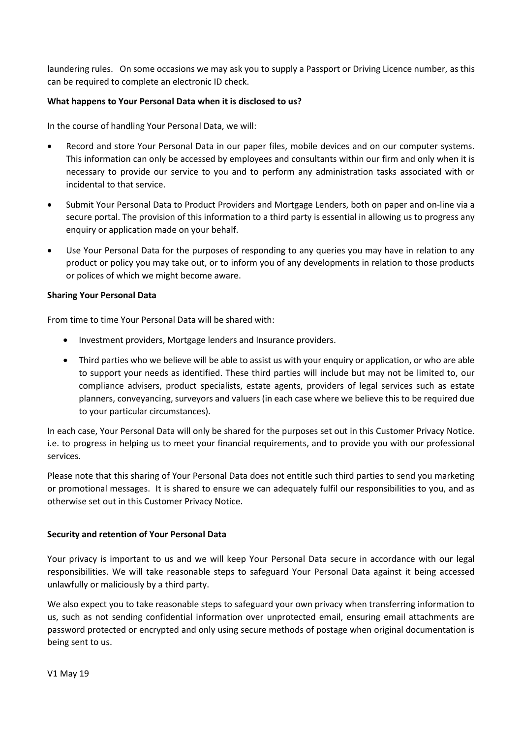laundering rules. On some occasions we may ask you to supply a Passport or Driving Licence number, as this can be required to complete an electronic ID check.

**What happens to Your Personal Data when it is disclosed to us?**

In the course of handling Your Personal Data, we will:

- Record and store Your Personal Data in our paper files, mobile devices and on our computer systems. This information can only be accessed by employees and consultants within our firm and only when it is necessary to provide our service to you and to perform any administration tasks associated with or incidental to that service.
- Submit Your Personal Data to Product Providers and Mortgage Lenders, both on paper and on-line via a secure portal. The provision of this information to a third party is essential in allowing us to progress any enquiry or application made on your behalf.
- Use Your Personal Data for the purposes of responding to any queries you may have in relation to any product or policy you may take out, or to inform you of any developments in relation to those products or polices of which we might become aware.

**Sharing Your Personal Data**

From time to time Your Personal Data will be shared with:

- Investment providers, Mortgage lenders and Insurance providers.
- Third parties who we believe will be able to assist us with your enquiry or application, or who are able to support your needs as identified. These third parties will include but may not be limited to, our compliance advisers, product specialists, estate agents, providers of legal services such as estate planners, conveyancing, surveyors and valuers (in each case where we believe this to be required due to your particular circumstances).

In each case, Your Personal Data will only be shared for the purposes set out in this Customer Privacy Notice. i.e. to progress in helping us to meet your financial requirements, and to provide you with our professional services.

Please note that this sharing of Your Personal Data does not entitle such third parties to send you marketing or promotional messages. It is shared to ensure we can adequately fulfil our responsibilities to you, and as otherwise set out in this Customer Privacy Notice.

**Security and retention of Your Personal Data**

Your privacy is important to us and we will keep Your Personal Data secure in accordance with our legal responsibilities. We will take reasonable steps to safeguard Your Personal Data against it being accessed unlawfully or maliciously by a third party.

We also expect you to take reasonable steps to safeguard your own privacy when transferring information to us, such as not sending confidential information over unprotected email, ensuring email attachments are password protected or encrypted and only using secure methods of postage when original documentation is being sent to us.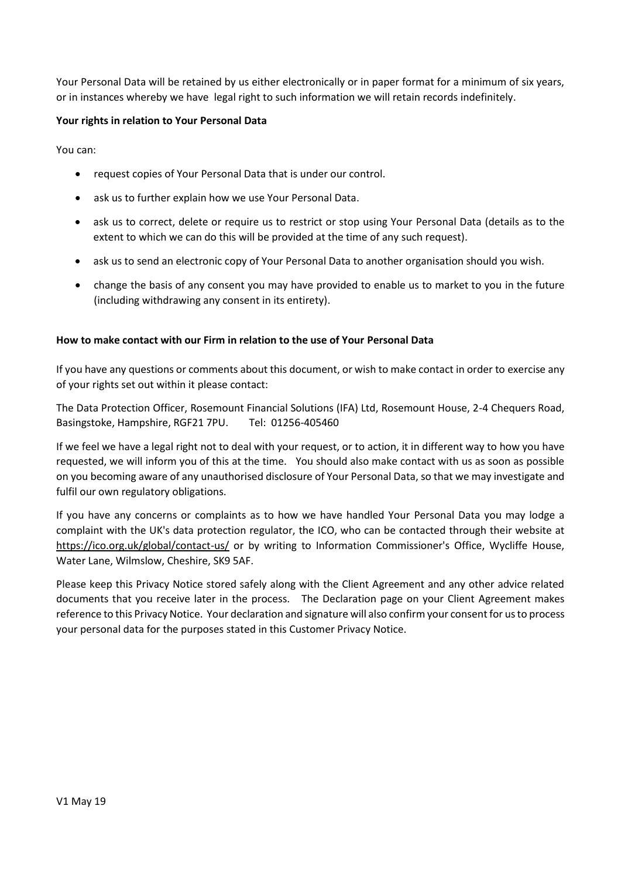Your Personal Data will be retained by us either electronically or in paper format for a minimum of six years, or in instances whereby we have legal right to such information we will retain records indefinitely.

**Your rights in relation to Your Personal Data**

You can:

- request copies of Your Personal Data that is under our control.
- ask us to further explain how we use Your Personal Data.
- ask us to correct, delete or require us to restrict or stop using Your Personal Data (details as to the extent to which we can do this will be provided at the time of any such request).
- ask us to send an electronic copy of Your Personal Data to another organisation should you wish.
- change the basis of any consent you may have provided to enable us to market to you in the future (including withdrawing any consent in its entirety).

**How to make contact with our Firm in relation to the use of Your Personal Data**

If you have any questions or comments about this document, or wish to make contact in order to exercise any of your rights set out within it please contact:

The Data Protection Officer, Rosemount Financial Solutions (IFA) Ltd, Rosemount House, 2-4 Chequers Road, Basingstoke, Hampshire, RGF21 7PU. Tel: 01256-405460

If we feel we have a legal right not to deal with your request, or to action, it in different way to how you have requested, we will inform you of this at the time. You should also make contact with us as soon as possible on you becoming aware of any unauthorised disclosure of Your Personal Data, so that we may investigate and fulfil our own regulatory obligations.

If you have any concerns or complaints as to how we have handled Your Personal Data you may lodge a complaint with the UK's data protection regulator, the ICO, who can be contacted through their website at https://ico.org.uk/global/contact-us/ or by writing to Information Commissioner's Office, Wycliffe House, Water Lane, Wilmslow, Cheshire, SK9 5AF.

Please keep this Privacy Notice stored safely along with the Client Agreement and any other advice related documents that you receive later in the process. The Declaration page on your Client Agreement makes reference to this Privacy Notice. Your declaration and signature will also confirm your consent for us to process your personal data for the purposes stated in this Customer Privacy Notice.

V1 May 19